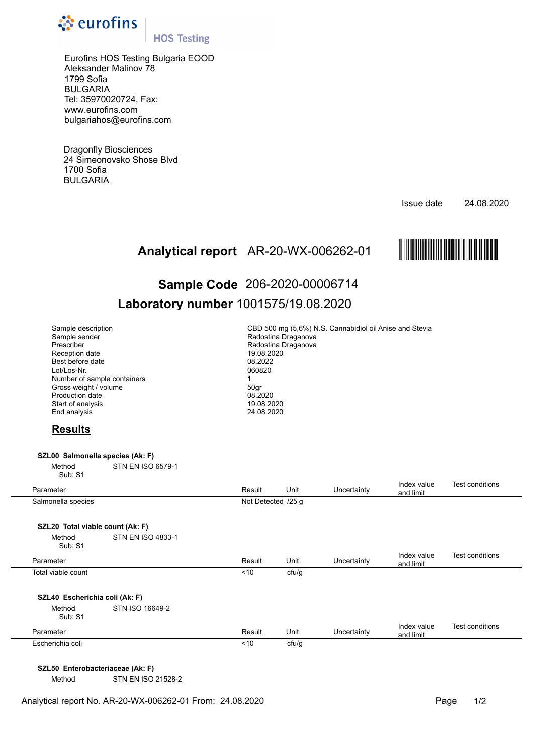eurofins | HOS Testing

Eurofins HOS Testing Bulgaria EOOD
Aleksander Malinov 78
1799 Sofia
BULGARIA
Tel: 35970020724, Fax:
www.eurofins.com
bulgariahos@eurofins.com

Dragonfly Biosciences
24 Simeonovsko Shose Blvd
1700 Sofia
BULGARIA

Issue date 24.08.2020

# Analytical report AR-20-WX-006262-01

## Sample Code 206-2020-00006714

## Laboratory number 1001575/19.08.2020

| | |
|---|---|
| Sample description | CBD 500 mg (5,6%) N.S. Cannabidiol oil Anise and Stevia |
| Sample sender | Radostina Draganova |
| Prescriber | Radostina Draganova |
| Reception date | 19.08.2020 |
| Best before date | 08.2022 |
| Lot/Los-Nr. | 060820 |
| Number of sample containers | 1 |
| Gross weight / volume | 50gr |
| Production date | 08.2020 |
| Start of analysis | 19.08.2020 |
| End analysis | 24.08.2020 |

## Results

**SZL00 Salmonella species (Ak: F)**

Method STN EN ISO 6579-1
Sub: S1

| Parameter | Result | Unit | Uncertainty | Index value and limit | Test conditions |
|---|---|---|---|---|---|
| Salmonella species | Not Detected | /25 g | | | |

**SZL20 Total viable count (Ak: F)**

Method STN EN ISO 4833-1
Sub: S1

| Parameter | Result | Unit | Uncertainty | Index value and limit | Test conditions |
|---|---|---|---|---|---|
| Total viable count | <10 | cfu/g | | | |

**SZL40 Escherichia coli (Ak: F)**

Method STN ISO 16649-2
Sub: S1

| Parameter | Result | Unit | Uncertainty | Index value and limit | Test conditions |
|---|---|---|---|---|---|
| Escherichia coli | <10 | cfu/g | | | |

**SZL50 Enterobacteriaceae (Ak: F)**

Method STN EN ISO 21528-2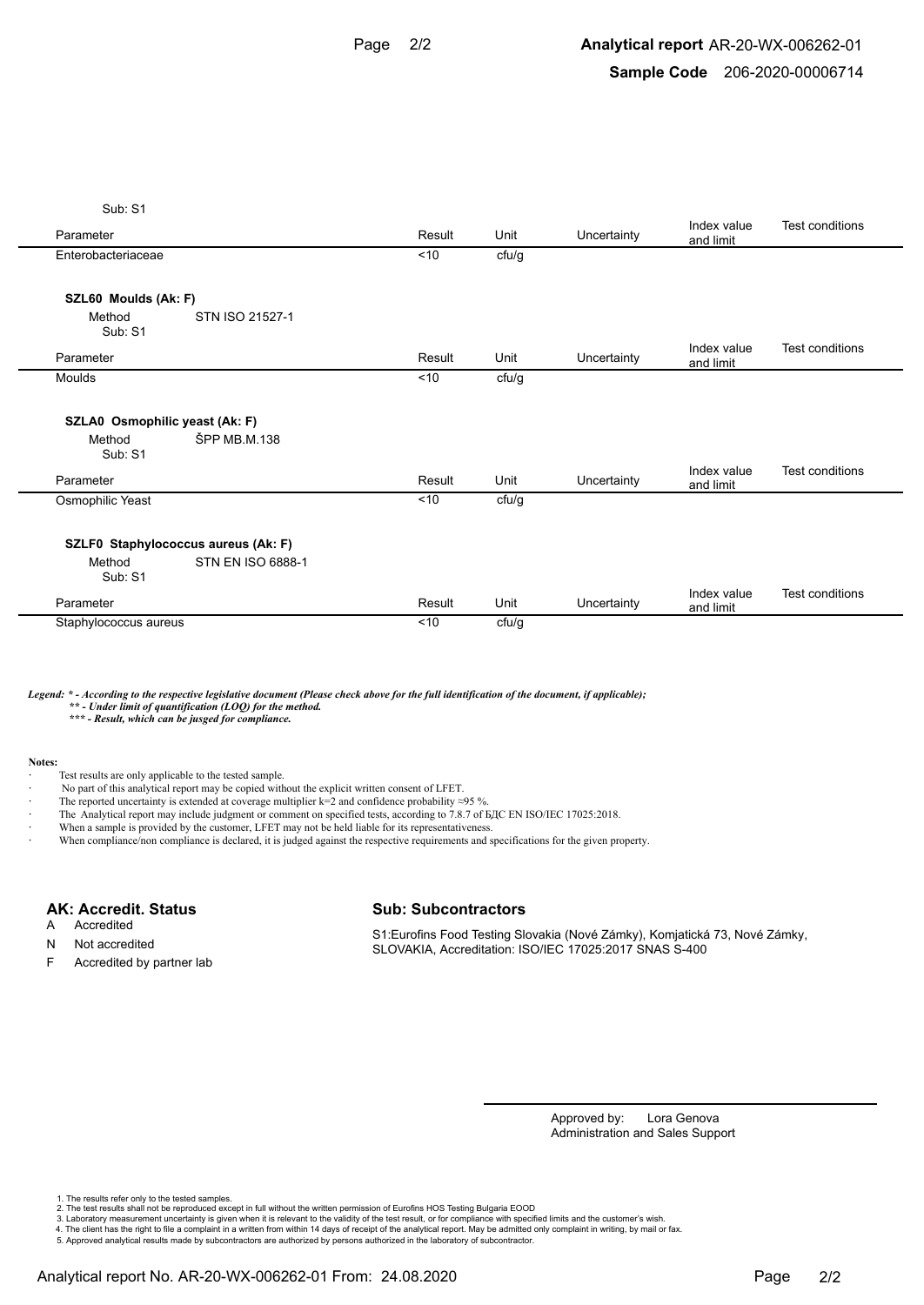Sub: S1

| Parameter | Result | Unit | Uncertainty | Index value and limit | Test conditions |
|---|---|---|---|---|---|
| Enterobacteriaceae | <10 | cfu/g | | | |

**SZL60 Moulds (Ak: F)**

Method STN ISO 21527-1
Sub: S1

| Parameter | Result | Unit | Uncertainty | Index value and limit | Test conditions |
|---|---|---|---|---|---|
| Moulds | <10 | cfu/g | | | |

**SZLA0 Osmophilic yeast (Ak: F)**

Method ŠPP MB.M.138
Sub: S1

| Parameter | Result | Unit | Uncertainty | Index value and limit | Test conditions |
|---|---|---|---|---|---|
| Osmophilic Yeast | <10 | cfu/g | | | |

**SZLF0 Staphylococcus aureus (Ak: F)**

Method STN EN ISO 6888-1
Sub: S1

| Parameter | Result | Unit | Uncertainty | Index value and limit | Test conditions |
|---|---|---|---|---|---|
| Staphylococcus aureus | <10 | cfu/g | | | |

***Legend: * - According to the respective legislative document (Please check above for the full identification of the document, if applicable);***
***** - Under limit of quantification (LOQ) for the method.***
****** - Result, which can be jusged for compliance.***

**Notes:**

- Test results are only applicable to the tested sample.
- No part of this analytical report may be copied without the explicit written consent of LFET.
- The reported uncertainty is extended at coverage multiplier k=2 and confidence probability ≈95 %.
- The Analytical report may include judgment or comment on specified tests, according to 7.8.7 of БДС EN ISO/IEC 17025:2018.
- When a sample is provided by the customer, LFET may not be held liable for its representativeness.
- When compliance/non compliance is declared, it is judged against the respective requirements and specifications for the given property.

**AK: Accredit. Status**

A Accredited
N Not accredited
F Accredited by partner lab

**Sub: Subcontractors**

S1:Eurofins Food Testing Slovakia (Nové Zámky), Komjatická 73, Nové Zámky, SLOVAKIA, Accreditation: ISO/IEC 17025:2017 SNAS S-400

Approved by: Lora Genova
Administration and Sales Support

1. The results refer only to the tested samples.
2. The test results shall not be reproduced except in full without the written permission of Eurofins HOS Testing Bulgaria EOOD
3. Laboratory measurement uncertainty is given when it is relevant to the validity of the test result, or for compliance with specified limits and the customer's wish.
4. The client has the right to file a complaint in a written from within 14 days of receipt of the analytical report. May be admitted only complaint in writing, by mail or fax.
5. Approved analytical results made by subcontractors are authorized by persons authorized in the laboratory of subcontractor.